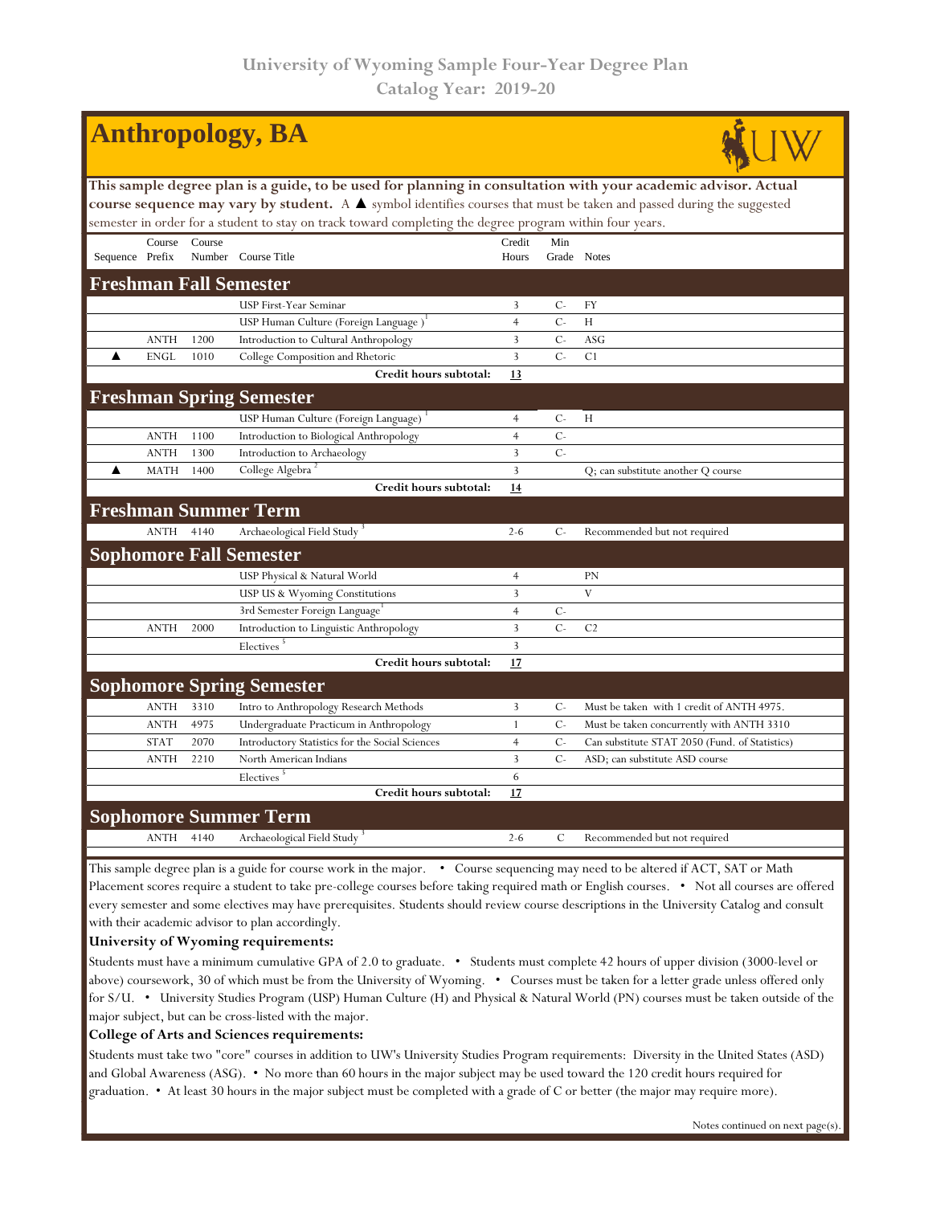University of Wyoming Sample Four-Year Degree Plan
Catalog Year: 2019-20

# Anthropology, BA

**This sample degree plan is a guide, to be used for planning in consultation with your academic advisor. Actual course sequence may vary by student.** A ▲ symbol identifies courses that must be taken and passed during the suggested semester in order for a student to stay on track toward completing the degree program within four years.

| Sequence | Course Prefix | Course Number | Course Title | Credit Hours | Min Grade | Notes |
|---|---|---|---|---|---|---|
| **Freshman Fall Semester** | | | | | | |
| | | | USP First-Year Seminar | 3 | C- | FY |
| | | | USP Human Culture (Foreign Language )[1] | 4 | C- | H |
| | ANTH | 1200 | Introduction to Cultural Anthropology | 3 | C- | ASG |
| ▲ | ENGL | 1010 | College Composition and Rhetoric | 3 | C- | C1 |
| | | | **Credit hours subtotal:** | **13** | | |
| **Freshman Spring Semester** | | | | | | |
| | | | USP Human Culture (Foreign Language)[1] | 4 | C- | H |
| | ANTH | 1100 | Introduction to Biological Anthropology | 4 | C- | |
| | ANTH | 1300 | Introduction to Archaeology | 3 | C- | |
| ▲ | MATH | 1400 | College Algebra[2] | 3 | | Q; can substitute another Q course |
| | | | **Credit hours subtotal:** | **14** | | |
| **Freshman Summer Term** | | | | | | |
| | ANTH | 4140 | Archaeological Field Study[3] | 2-6 | C- | Recommended but not required |
| **Sophomore Fall Semester** | | | | | | |
| | | | USP Physical & Natural World | 4 | | PN |
| | | | USP US & Wyoming Constitutions | 3 | | V |
| | | | 3rd Semester Foreign Language[1] | 4 | C- | |
| | ANTH | 2000 | Introduction to Linguistic Anthropology | 3 | C- | C2 |
| | | | Electives[5] | 3 | | |
| | | | **Credit hours subtotal:** | **17** | | |
| **Sophomore Spring Semester** | | | | | | |
| | ANTH | 3310 | Intro to Anthropology Research Methods | 3 | C- | Must be taken with 1 credit of ANTH 4975. |
| | ANTH | 4975 | Undergraduate Practicum in Anthropology | 1 | C- | Must be taken concurrently with ANTH 3310 |
| | STAT | 2070 | Introductory Statistics for the Social Sciences | 4 | C- | Can substitute STAT 2050 (Fund. of Statistics) |
| | ANTH | 2210 | North American Indians | 3 | C- | ASD; can substitute ASD course |
| | | | Electives[5] | 6 | | |
| | | | **Credit hours subtotal:** | **17** | | |
| **Sophomore Summer Term** | | | | | | |
| | ANTH | 4140 | Archaeological Field Study[3] | 2-6 | C | Recommended but not required |

This sample degree plan is a guide for course work in the major. • Course sequencing may need to be altered if ACT, SAT or Math Placement scores require a student to take pre-college courses before taking required math or English courses. • Not all courses are offered every semester and some electives may have prerequisites. Students should review course descriptions in the University Catalog and consult with their academic advisor to plan accordingly.

**University of Wyoming requirements:**

Students must have a minimum cumulative GPA of 2.0 to graduate. • Students must complete 42 hours of upper division (3000-level or above) coursework, 30 of which must be from the University of Wyoming. • Courses must be taken for a letter grade unless offered only for S/U. • University Studies Program (USP) Human Culture (H) and Physical & Natural World (PN) courses must be taken outside of the major subject, but can be cross-listed with the major.

**College of Arts and Sciences requirements:**

Students must take two "core" courses in addition to UW's University Studies Program requirements: Diversity in the United States (ASD) and Global Awareness (ASG). • No more than 60 hours in the major subject may be used toward the 120 credit hours required for graduation. • At least 30 hours in the major subject must be completed with a grade of C or better (the major may require more).

Notes continued on next page(s).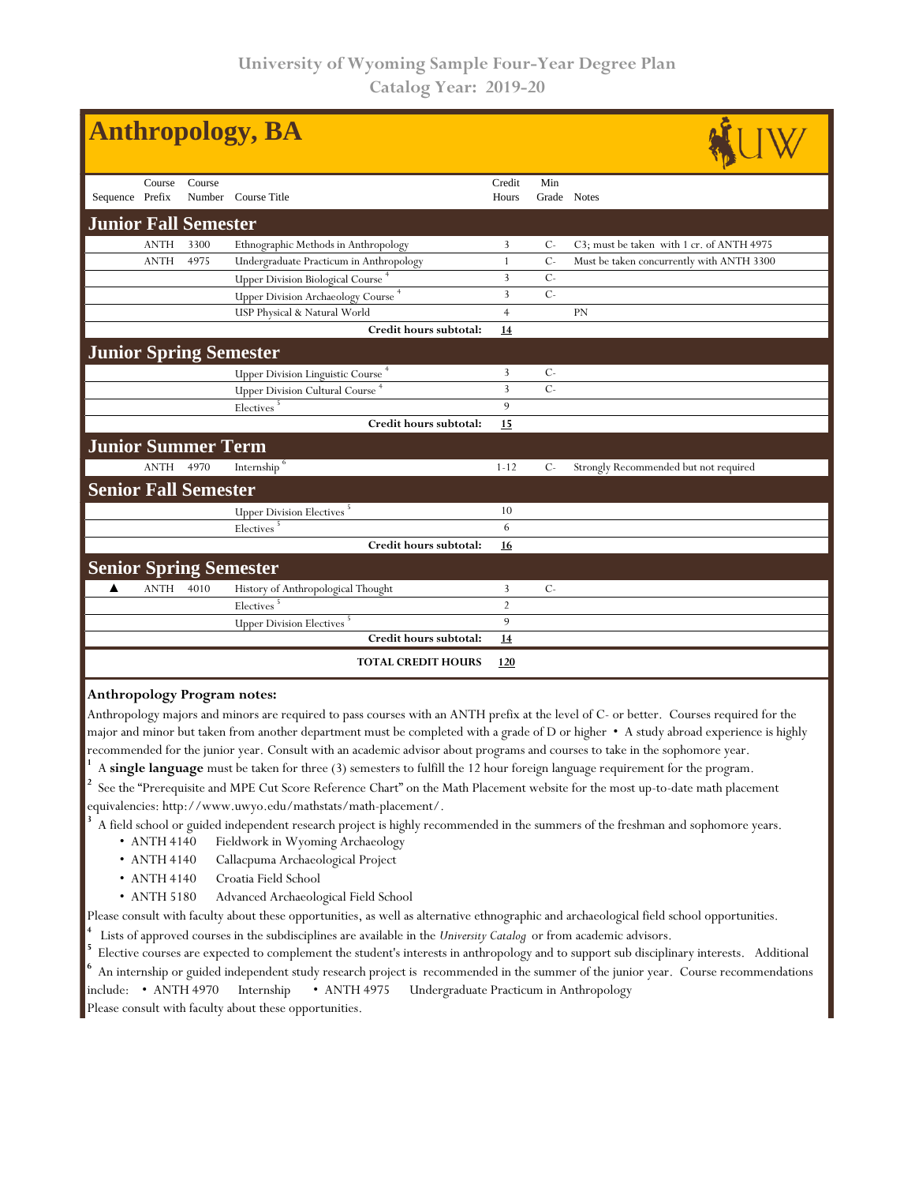University of Wyoming Sample Four-Year Degree Plan
Catalog Year: 2019-20

# Anthropology, BA

| Sequence | Course Prefix | Course Number | Course Title | Credit Hours | Min Grade | Notes |
|---|---|---|---|---|---|---|
| **Junior Fall Semester** | | | | | | |
| | ANTH | 3300 | Ethnographic Methods in Anthropology | 3 | C- | C3; must be taken with 1 cr. of ANTH 4975 |
| | ANTH | 4975 | Undergraduate Practicum in Anthropology | 1 | C- | Must be taken concurrently with ANTH 3300 |
| | | | Upper Division Biological Course [4] | 3 | C- | |
| | | | Upper Division Archaeology Course [4] | 3 | C- | |
| | | | USP Physical & Natural World | 4 | | PN |
| | | | **Credit hours subtotal:** | **14** | | |
| **Junior Spring Semester** | | | | | | |
| | | | Upper Division Linguistic Course [4] | 3 | C- | |
| | | | Upper Division Cultural Course [4] | 3 | C- | |
| | | | Electives [5] | 9 | | |
| | | | **Credit hours subtotal:** | **15** | | |
| **Junior Summer Term** | | | | | | |
| | ANTH | 4970 | Internship [6] | 1-12 | C- | Strongly Recommended but not required |
| **Senior Fall Semester** | | | | | | |
| | | | Upper Division Electives [5] | 10 | | |
| | | | Electives [5] | 6 | | |
| | | | **Credit hours subtotal:** | **16** | | |
| **Senior Spring Semester** | | | | | | |
| ▲ | ANTH | 4010 | History of Anthropological Thought | 3 | C- | |
| | | | Electives [5] | 2 | | |
| | | | Upper Division Electives [5] | 9 | | |
| | | | **Credit hours subtotal:** | **14** | | |
| | | | **TOTAL CREDIT HOURS** | **120** | | |

**Anthropology Program notes:**

Anthropology majors and minors are required to pass courses with an ANTH prefix at the level of C- or better. Courses required for the major and minor but taken from another department must be completed with a grade of D or higher • A study abroad experience is highly recommended for the junior year. Consult with an academic advisor about programs and courses to take in the sophomore year.

[1] A **single language** must be taken for three (3) semesters to fulfill the 12 hour foreign language requirement for the program.

[2] See the "Prerequisite and MPE Cut Score Reference Chart" on the Math Placement website for the most up-to-date math placement equivalencies: http://www.uwyo.edu/mathstats/math-placement/.

[3] A field school or guided independent research project is highly recommended in the summers of the freshman and sophomore years.

- ANTH 4140 Fieldwork in Wyoming Archaeology
- ANTH 4140 Callacpuma Archaeological Project
- ANTH 4140 Croatia Field School
- ANTH 5180 Advanced Archaeological Field School

Please consult with faculty about these opportunities, as well as alternative ethnographic and archaeological field school opportunities.

[4] Lists of approved courses in the subdisciplines are available in the *University Catalog* or from academic advisors.

[5] Elective courses are expected to complement the student's interests in anthropology and to support sub disciplinary interests. Additional

[6] An internship or guided independent study research project is recommended in the summer of the junior year. Course recommendations include: • ANTH 4970 Internship • ANTH 4975 Undergraduate Practicum in Anthropology

Please consult with faculty about these opportunities.